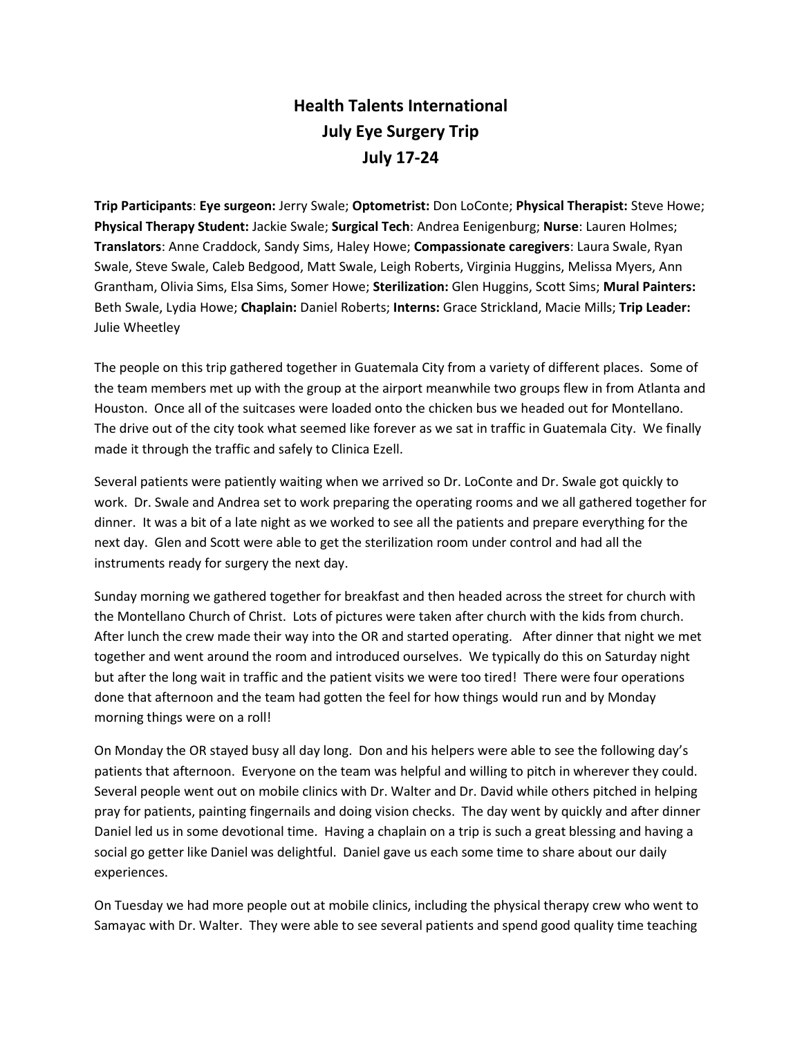# Health Talents International
## July Eye Surgery Trip
## July 17-24

**Trip Participants**: **Eye surgeon:** Jerry Swale; **Optometrist:** Don LoConte; **Physical Therapist:** Steve Howe; **Physical Therapy Student:** Jackie Swale; **Surgical Tech**: Andrea Eenigenburg; **Nurse**: Lauren Holmes; **Translators**: Anne Craddock, Sandy Sims, Haley Howe; **Compassionate caregivers**: Laura Swale, Ryan Swale, Steve Swale, Caleb Bedgood, Matt Swale, Leigh Roberts, Virginia Huggins, Melissa Myers, Ann Grantham, Olivia Sims, Elsa Sims, Somer Howe; **Sterilization:** Glen Huggins, Scott Sims; **Mural Painters:** Beth Swale, Lydia Howe; **Chaplain:** Daniel Roberts; **Interns:** Grace Strickland, Macie Mills; **Trip Leader:** Julie Wheetley

The people on this trip gathered together in Guatemala City from a variety of different places. Some of the team members met up with the group at the airport meanwhile two groups flew in from Atlanta and Houston. Once all of the suitcases were loaded onto the chicken bus we headed out for Montellano. The drive out of the city took what seemed like forever as we sat in traffic in Guatemala City. We finally made it through the traffic and safely to Clinica Ezell.

Several patients were patiently waiting when we arrived so Dr. LoConte and Dr. Swale got quickly to work. Dr. Swale and Andrea set to work preparing the operating rooms and we all gathered together for dinner. It was a bit of a late night as we worked to see all the patients and prepare everything for the next day. Glen and Scott were able to get the sterilization room under control and had all the instruments ready for surgery the next day.

Sunday morning we gathered together for breakfast and then headed across the street for church with the Montellano Church of Christ. Lots of pictures were taken after church with the kids from church. After lunch the crew made their way into the OR and started operating. After dinner that night we met together and went around the room and introduced ourselves. We typically do this on Saturday night but after the long wait in traffic and the patient visits we were too tired! There were four operations done that afternoon and the team had gotten the feel for how things would run and by Monday morning things were on a roll!

On Monday the OR stayed busy all day long. Don and his helpers were able to see the following day's patients that afternoon. Everyone on the team was helpful and willing to pitch in wherever they could. Several people went out on mobile clinics with Dr. Walter and Dr. David while others pitched in helping pray for patients, painting fingernails and doing vision checks. The day went by quickly and after dinner Daniel led us in some devotional time. Having a chaplain on a trip is such a great blessing and having a social go getter like Daniel was delightful. Daniel gave us each some time to share about our daily experiences.

On Tuesday we had more people out at mobile clinics, including the physical therapy crew who went to Samayac with Dr. Walter. They were able to see several patients and spend good quality time teaching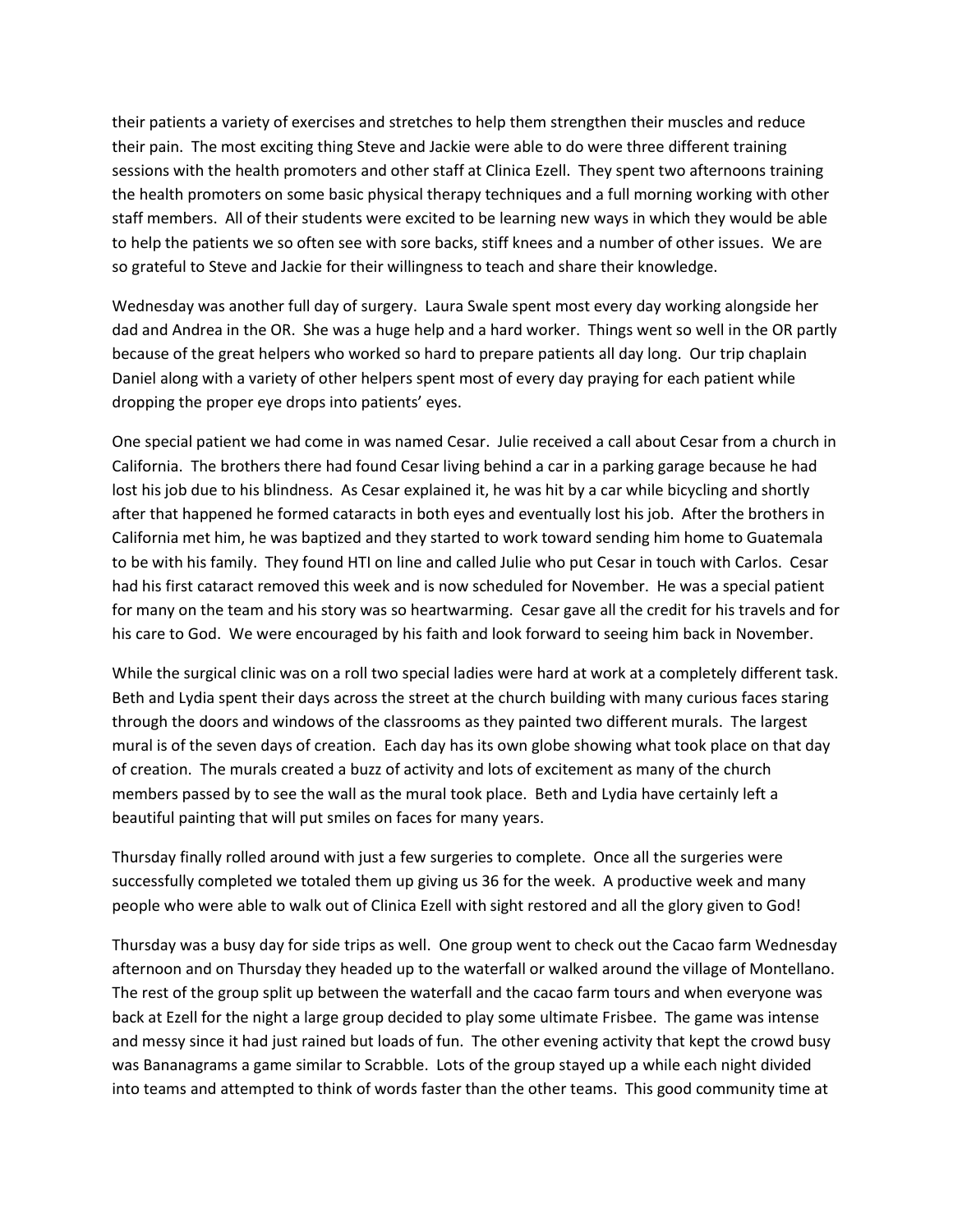their patients a variety of exercises and stretches to help them strengthen their muscles and reduce their pain. The most exciting thing Steve and Jackie were able to do were three different training sessions with the health promoters and other staff at Clinica Ezell. They spent two afternoons training the health promoters on some basic physical therapy techniques and a full morning working with other staff members. All of their students were excited to be learning new ways in which they would be able to help the patients we so often see with sore backs, stiff knees and a number of other issues. We are so grateful to Steve and Jackie for their willingness to teach and share their knowledge.

Wednesday was another full day of surgery. Laura Swale spent most every day working alongside her dad and Andrea in the OR. She was a huge help and a hard worker. Things went so well in the OR partly because of the great helpers who worked so hard to prepare patients all day long. Our trip chaplain Daniel along with a variety of other helpers spent most of every day praying for each patient while dropping the proper eye drops into patients' eyes.

One special patient we had come in was named Cesar. Julie received a call about Cesar from a church in California. The brothers there had found Cesar living behind a car in a parking garage because he had lost his job due to his blindness. As Cesar explained it, he was hit by a car while bicycling and shortly after that happened he formed cataracts in both eyes and eventually lost his job. After the brothers in California met him, he was baptized and they started to work toward sending him home to Guatemala to be with his family. They found HTI on line and called Julie who put Cesar in touch with Carlos. Cesar had his first cataract removed this week and is now scheduled for November. He was a special patient for many on the team and his story was so heartwarming. Cesar gave all the credit for his travels and for his care to God. We were encouraged by his faith and look forward to seeing him back in November.

While the surgical clinic was on a roll two special ladies were hard at work at a completely different task. Beth and Lydia spent their days across the street at the church building with many curious faces staring through the doors and windows of the classrooms as they painted two different murals. The largest mural is of the seven days of creation. Each day has its own globe showing what took place on that day of creation. The murals created a buzz of activity and lots of excitement as many of the church members passed by to see the wall as the mural took place. Beth and Lydia have certainly left a beautiful painting that will put smiles on faces for many years.

Thursday finally rolled around with just a few surgeries to complete. Once all the surgeries were successfully completed we totaled them up giving us 36 for the week. A productive week and many people who were able to walk out of Clinica Ezell with sight restored and all the glory given to God!

Thursday was a busy day for side trips as well. One group went to check out the Cacao farm Wednesday afternoon and on Thursday they headed up to the waterfall or walked around the village of Montellano. The rest of the group split up between the waterfall and the cacao farm tours and when everyone was back at Ezell for the night a large group decided to play some ultimate Frisbee. The game was intense and messy since it had just rained but loads of fun. The other evening activity that kept the crowd busy was Bananagrams a game similar to Scrabble. Lots of the group stayed up a while each night divided into teams and attempted to think of words faster than the other teams. This good community time at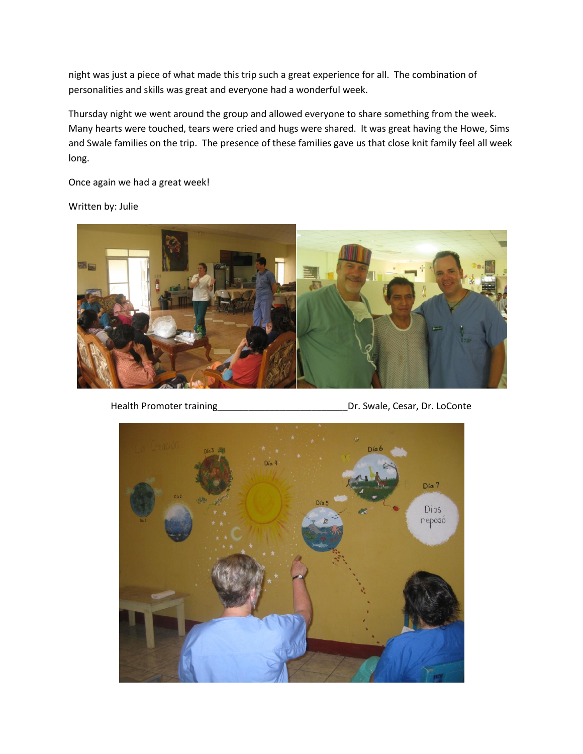night was just a piece of what made this trip such a great experience for all. The combination of personalities and skills was great and everyone had a wonderful week.

Thursday night we went around the group and allowed everyone to share something from the week. Many hearts were touched, tears were cried and hugs were shared. It was great having the Howe, Sims and Swale families on the trip. The presence of these families gave us that close knit family feel all week long.

Once again we had a great week!

Written by: Julie

Health Promoter training_________________________Dr. Swale, Cesar, Dr. LoConte